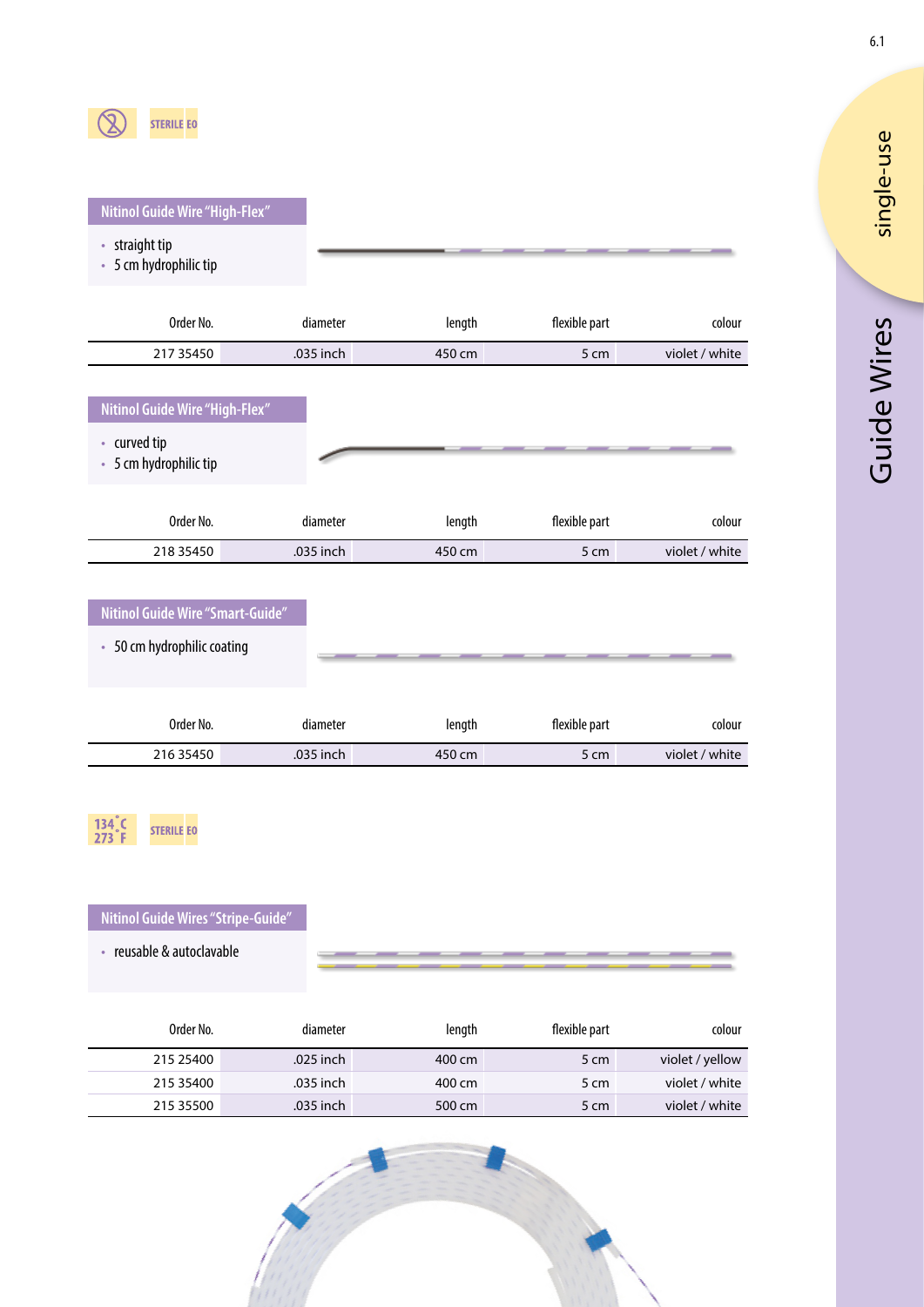STERILE EO

## Nitinol Guide Wire "High-Flex"

- straight tip
- 5 cm hydrophilic tip

| Order No. | diameter | length | flexible part | colour |
|---|---|---|---|---|
| 217 35450 | .035 inch | 450 cm | 5 cm | violet / white |

## Nitinol Guide Wire "High-Flex"

- curved tip
- 5 cm hydrophilic tip

| Order No. | diameter | length | flexible part | colour |
|---|---|---|---|---|
| 218 35450 | .035 inch | 450 cm | 5 cm | violet / white |

## Nitinol Guide Wire "Smart-Guide"

- 50 cm hydrophilic coating

| Order No. | diameter | length | flexible part | colour |
|---|---|---|---|---|
| 216 35450 | .035 inch | 450 cm | 5 cm | violet / white |

134 °C
273 °F

STERILE EO

## Nitinol Guide Wires "Stripe-Guide"

- reusable & autoclavable

| Order No. | diameter | length | flexible part | colour |
|---|---|---|---|---|
| 215 25400 | .025 inch | 400 cm | 5 cm | violet / yellow |
| 215 35400 | .035 inch | 400 cm | 5 cm | violet / white |
| 215 35500 | .035 inch | 500 cm | 5 cm | violet / white |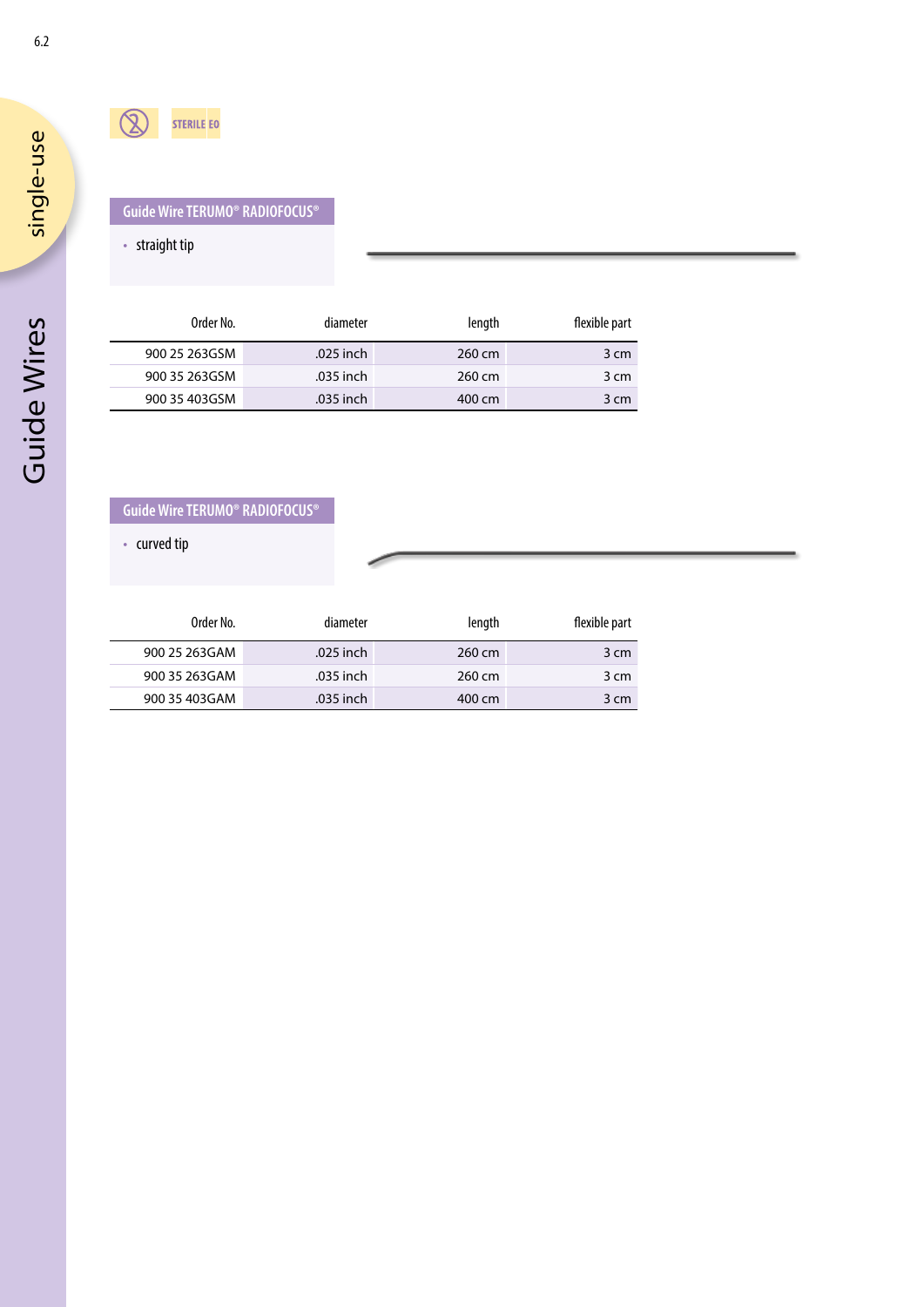single-use

Guide Wires

STERILE EO

## Guide Wire TERUMO® RADIOFOCUS®

- straight tip

| Order No. | diameter | length | flexible part |
|---|---|---|---|
| 900 25 263GSM | .025 inch | 260 cm | 3 cm |
| 900 35 263GSM | .035 inch | 260 cm | 3 cm |
| 900 35 403GSM | .035 inch | 400 cm | 3 cm |

## Guide Wire TERUMO® RADIOFOCUS®

- curved tip

| Order No. | diameter | length | flexible part |
|---|---|---|---|
| 900 25 263GAM | .025 inch | 260 cm | 3 cm |
| 900 35 263GAM | .035 inch | 260 cm | 3 cm |
| 900 35 403GAM | .035 inch | 400 cm | 3 cm |